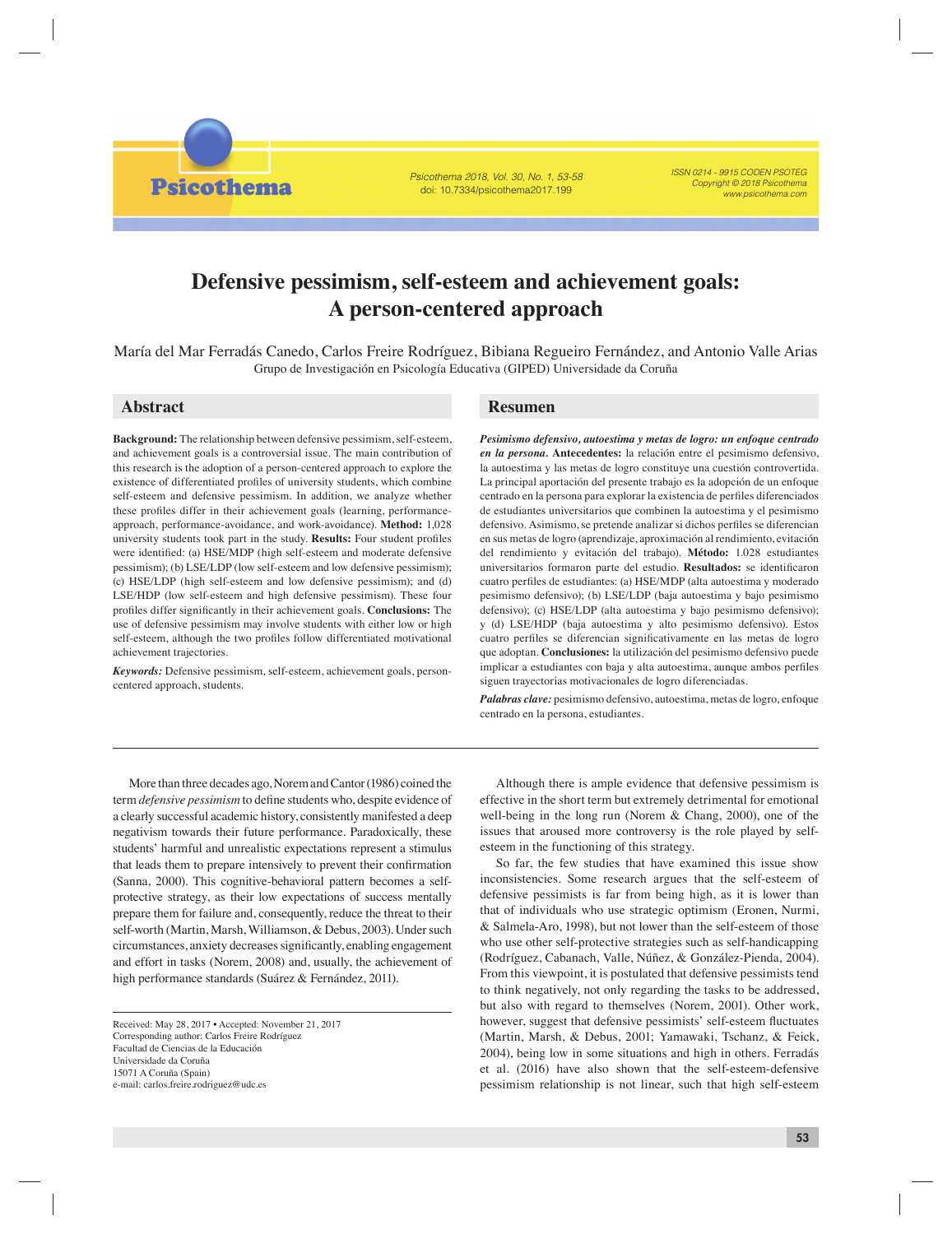# Defensive pessimism, self-esteem and achievement goals: A person-centered approach

María del Mar Ferradás Canedo, Carlos Freire Rodríguez, Bibiana Regueiro Fernández, and Antonio Valle Arias

Grupo de Investigación en Psicología Educativa (GIPED) Universidade da Coruña

## Abstract

**Background:** The relationship between defensive pessimism, self-esteem, and achievement goals is a controversial issue. The main contribution of this research is the adoption of a person-centered approach to explore the existence of differentiated profiles of university students, which combine self-esteem and defensive pessimism. In addition, we analyze whether these profiles differ in their achievement goals (learning, performance-approach, performance-avoidance, and work-avoidance). **Method:** 1,028 university students took part in the study. **Results:** Four student profiles were identified: (a) HSE/MDP (high self-esteem and moderate defensive pessimism); (b) LSE/LDP (low self-esteem and low defensive pessimism); (c) HSE/LDP (high self-esteem and low defensive pessimism); and (d) LSE/HDP (low self-esteem and high defensive pessimism). These four profiles differ significantly in their achievement goals. **Conclusions:** The use of defensive pessimism may involve students with either low or high self-esteem, although the two profiles follow differentiated motivational achievement trajectories.

***Keywords:*** Defensive pessimism, self-esteem, achievement goals, person-centered approach, students.

## Resumen

***Pesimismo defensivo, autoestima y metas de logro: un enfoque centrado en la persona.*** **Antecedentes:** la relación entre el pesimismo defensivo, la autoestima y las metas de logro constituye una cuestión controvertida. La principal aportación del presente trabajo es la adopción de un enfoque centrado en la persona para explorar la existencia de perfiles diferenciados de estudiantes universitarios que combinen la autoestima y el pesimismo defensivo. Asimismo, se pretende analizar si dichos perfiles se diferencian en sus metas de logro (aprendizaje, aproximación al rendimiento, evitación del rendimiento y evitación del trabajo). **Método:** 1.028 estudiantes universitarios formaron parte del estudio. **Resultados:** se identificaron cuatro perfiles de estudiantes: (a) HSE/MDP (alta autoestima y moderado pesimismo defensivo); (b) LSE/LDP (baja autoestima y bajo pesimismo defensivo); (c) HSE/LDP (alta autoestima y bajo pesimismo defensivo); y (d) LSE/HDP (baja autoestima y alto pesimismo defensivo). Estos cuatro perfiles se diferencian significativamente en las metas de logro que adoptan. **Conclusiones:** la utilización del pesimismo defensivo puede implicar a estudiantes con baja y alta autoestima, aunque ambos perfiles siguen trayectorias motivacionales de logro diferenciadas.

***Palabras clave:*** pesimismo defensivo, autoestima, metas de logro, enfoque centrado en la persona, estudiantes.

---

More than three decades ago, Norem and Cantor (1986) coined the term *defensive pessimism* to define students who, despite evidence of a clearly successful academic history, consistently manifested a deep negativism towards their future performance. Paradoxically, these students' harmful and unrealistic expectations represent a stimulus that leads them to prepare intensively to prevent their confirmation (Sanna, 2000). This cognitive-behavioral pattern becomes a self-protective strategy, as their low expectations of success mentally prepare them for failure and, consequently, reduce the threat to their self-worth (Martin, Marsh, Williamson, & Debus, 2003). Under such circumstances, anxiety decreases significantly, enabling engagement and effort in tasks (Norem, 2008) and, usually, the achievement of high performance standards (Suárez & Fernández, 2011).

Although there is ample evidence that defensive pessimism is effective in the short term but extremely detrimental for emotional well-being in the long run (Norem & Chang, 2000), one of the issues that aroused more controversy is the role played by self-esteem in the functioning of this strategy.

So far, the few studies that have examined this issue show inconsistencies. Some research argues that the self-esteem of defensive pessimists is far from being high, as it is lower than that of individuals who use strategic optimism (Eronen, Nurmi, & Salmela-Aro, 1998), but not lower than the self-esteem of those who use other self-protective strategies such as self-handicapping (Rodríguez, Cabanach, Valle, Núñez, & González-Pienda, 2004). From this viewpoint, it is postulated that defensive pessimists tend to think negatively, not only regarding the tasks to be addressed, but also with regard to themselves (Norem, 2001). Other work, however, suggest that defensive pessimists' self-esteem fluctuates (Martin, Marsh, & Debus, 2001; Yamawaki, Tschanz, & Feick, 2004), being low in some situations and high in others. Ferradás et al. (2016) have also shown that the self-esteem-defensive pessimism relationship is not linear, such that high self-esteem

---

Received: May 28, 2017 • Accepted: November 21, 2017
Corresponding author: Carlos Freire Rodríguez
Facultad de Ciencias de la Educación
Universidade da Coruña
15071 A Coruña (Spain)
e-mail: carlos.freire.rodriguez@udc.es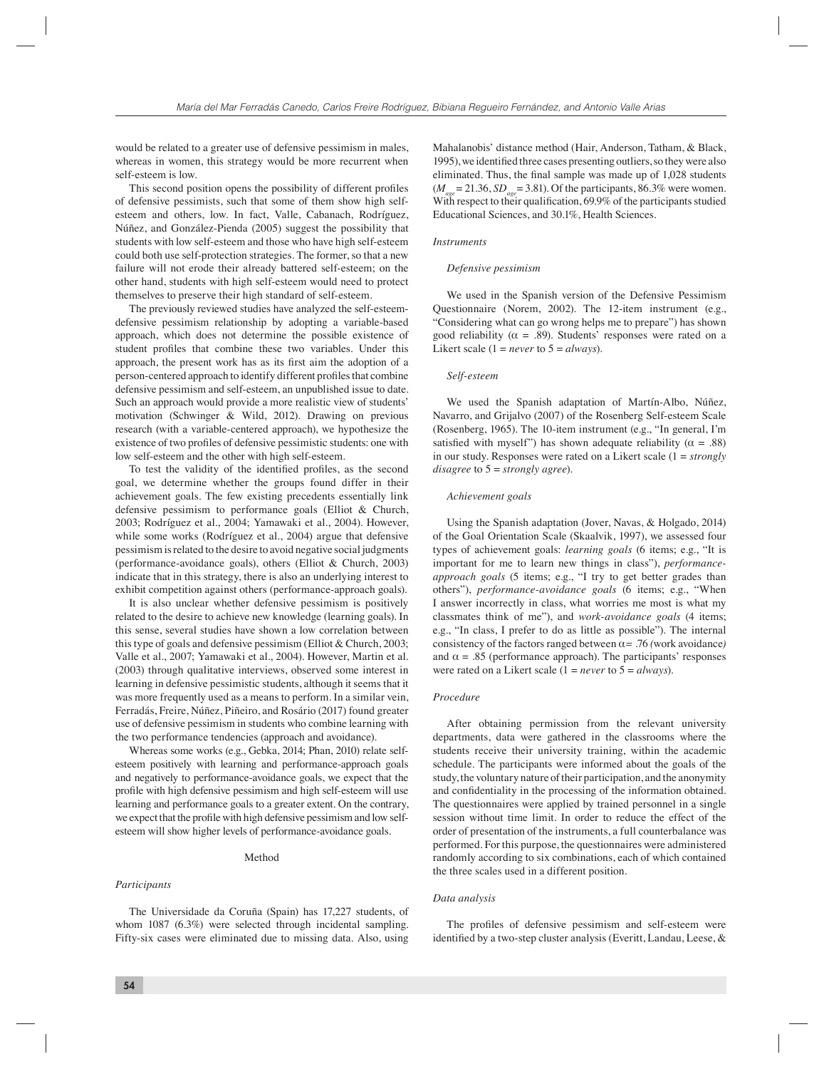would be related to a greater use of defensive pessimism in males, whereas in women, this strategy would be more recurrent when self-esteem is low.

This second position opens the possibility of different profiles of defensive pessimists, such that some of them show high self-esteem and others, low. In fact, Valle, Cabanach, Rodríguez, Núñez, and González-Pienda (2005) suggest the possibility that students with low self-esteem and those who have high self-esteem could both use self-protection strategies. The former, so that a new failure will not erode their already battered self-esteem; on the other hand, students with high self-esteem would need to protect themselves to preserve their high standard of self-esteem.

The previously reviewed studies have analyzed the self-esteem-defensive pessimism relationship by adopting a variable-based approach, which does not determine the possible existence of student profiles that combine these two variables. Under this approach, the present work has as its first aim the adoption of a person-centered approach to identify different profiles that combine defensive pessimism and self-esteem, an unpublished issue to date. Such an approach would provide a more realistic view of students' motivation (Schwinger & Wild, 2012). Drawing on previous research (with a variable-centered approach), we hypothesize the existence of two profiles of defensive pessimistic students: one with low self-esteem and the other with high self-esteem.

To test the validity of the identified profiles, as the second goal, we determine whether the groups found differ in their achievement goals. The few existing precedents essentially link defensive pessimism to performance goals (Elliot & Church, 2003; Rodríguez et al., 2004; Yamawaki et al., 2004). However, while some works (Rodríguez et al., 2004) argue that defensive pessimism is related to the desire to avoid negative social judgments (performance-avoidance goals), others (Elliot & Church, 2003) indicate that in this strategy, there is also an underlying interest to exhibit competition against others (performance-approach goals).

It is also unclear whether defensive pessimism is positively related to the desire to achieve new knowledge (learning goals). In this sense, several studies have shown a low correlation between this type of goals and defensive pessimism (Elliot & Church, 2003; Valle et al., 2007; Yamawaki et al., 2004). However, Martin et al. (2003) through qualitative interviews, observed some interest in learning in defensive pessimistic students, although it seems that it was more frequently used as a means to perform. In a similar vein, Ferradás, Freire, Núñez, Piñeiro, and Rosário (2017) found greater use of defensive pessimism in students who combine learning with the two performance tendencies (approach and avoidance).

Whereas some works (e.g., Gebka, 2014; Phan, 2010) relate self-esteem positively with learning and performance-approach goals and negatively to performance-avoidance goals, we expect that the profile with high defensive pessimism and high self-esteem will use learning and performance goals to a greater extent. On the contrary, we expect that the profile with high defensive pessimism and low self-esteem will show higher levels of performance-avoidance goals.

## Method

### *Participants*

The Universidade da Coruña (Spain) has 17,227 students, of whom 1087 (6.3%) were selected through incidental sampling. Fifty-six cases were eliminated due to missing data. Also, using Mahalanobis' distance method (Hair, Anderson, Tatham, & Black, 1995), we identified three cases presenting outliers, so they were also eliminated. Thus, the final sample was made up of 1,028 students ($M_{age}$ = 21.36, $SD_{age}$ = 3.81). Of the participants, 86.3% were women. With respect to their qualification, 69.9% of the participants studied Educational Sciences, and 30.1%, Health Sciences.

### *Instruments*

#### *Defensive pessimism*

We used in the Spanish version of the Defensive Pessimism Questionnaire (Norem, 2002). The 12-item instrument (e.g., "Considering what can go wrong helps me to prepare") has shown good reliability ($\alpha$ = .89). Students' responses were rated on a Likert scale (1 = *never* to 5 = *always*).

#### *Self-esteem*

We used the Spanish adaptation of Martín-Albo, Núñez, Navarro, and Grijalvo (2007) of the Rosenberg Self-esteem Scale (Rosenberg, 1965). The 10-item instrument (e.g., "In general, I'm satisfied with myself") has shown adequate reliability ($\alpha$ = .88) in our study. Responses were rated on a Likert scale (1 = *strongly disagree* to 5 = *strongly agree*).

#### *Achievement goals*

Using the Spanish adaptation (Jover, Navas, & Holgado, 2014) of the Goal Orientation Scale (Skaalvik, 1997), we assessed four types of achievement goals: *learning goals* (6 items; e.g., "It is important for me to learn new things in class"), *performance-approach goals* (5 items; e.g., "I try to get better grades than others"), *performance-avoidance goals* (6 items; e.g., "When I answer incorrectly in class, what worries me most is what my classmates think of me"), and *work-avoidance goals* (4 items; e.g., "In class, I prefer to do as little as possible"). The internal consistency of the factors ranged between $\alpha$= .76 (work avoidance) and $\alpha$ = .85 (performance approach). The participants' responses were rated on a Likert scale (1 = *never* to 5 = *always*).

### *Procedure*

After obtaining permission from the relevant university departments, data were gathered in the classrooms where the students receive their university training, within the academic schedule. The participants were informed about the goals of the study, the voluntary nature of their participation, and the anonymity and confidentiality in the processing of the information obtained. The questionnaires were applied by trained personnel in a single session without time limit. In order to reduce the effect of the order of presentation of the instruments, a full counterbalance was performed. For this purpose, the questionnaires were administered randomly according to six combinations, each of which contained the three scales used in a different position.

### *Data analysis*

The profiles of defensive pessimism and self-esteem were identified by a two-step cluster analysis (Everitt, Landau, Leese, &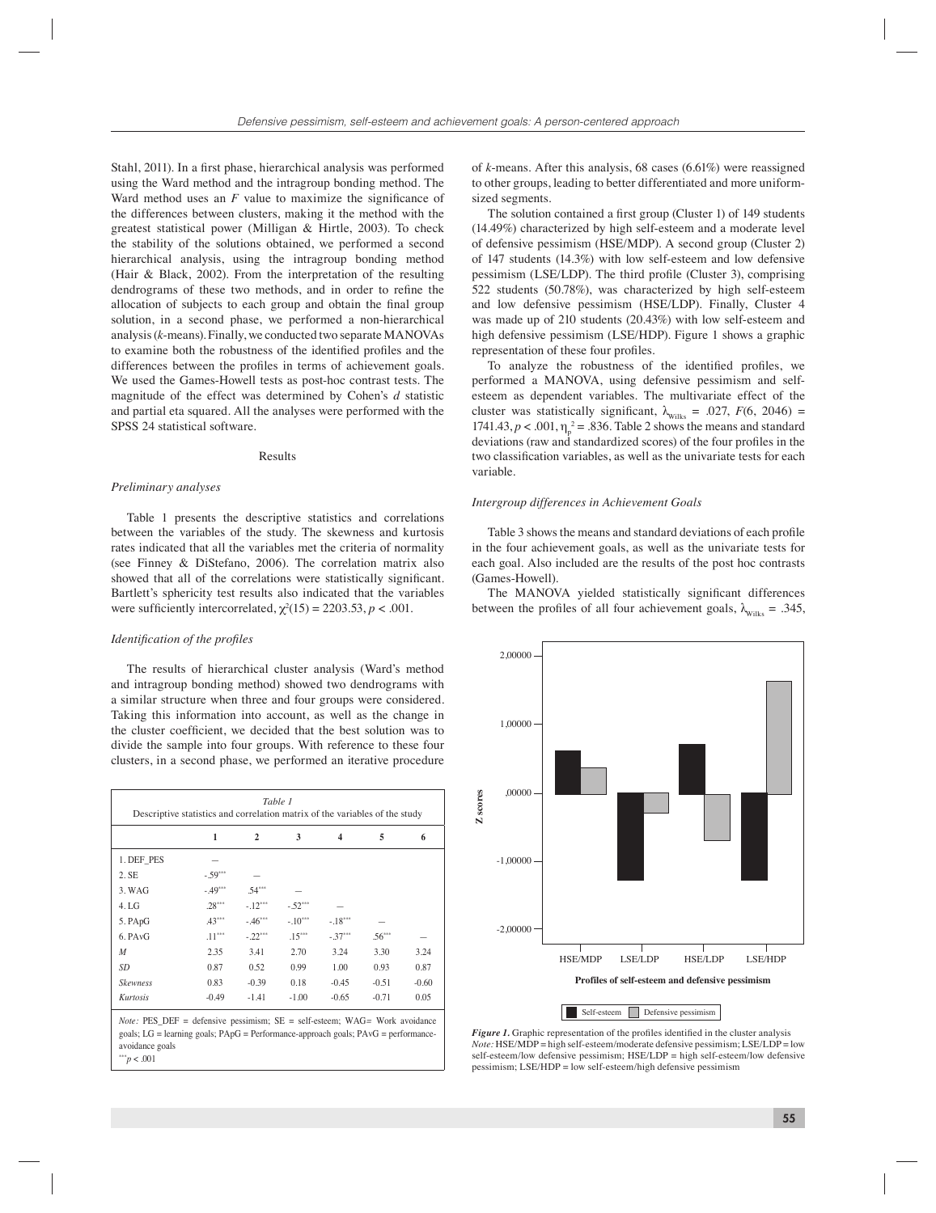Stahl, 2011). In a first phase, hierarchical analysis was performed using the Ward method and the intragroup bonding method. The Ward method uses an $F$ value to maximize the significance of the differences between clusters, making it the method with the greatest statistical power (Milligan & Hirtle, 2003). To check the stability of the solutions obtained, we performed a second hierarchical analysis, using the intragroup bonding method (Hair & Black, 2002). From the interpretation of the resulting dendrograms of these two methods, and in order to refine the allocation of subjects to each group and obtain the final group solution, in a second phase, we performed a non-hierarchical analysis ($k$-means). Finally, we conducted two separate MANOVAs to examine both the robustness of the identified profiles and the differences between the profiles in terms of achievement goals. We used the Games-Howell tests as post-hoc contrast tests. The magnitude of the effect was determined by Cohen's $d$ statistic and partial eta squared. All the analyses were performed with the SPSS 24 statistical software.

## Results

### *Preliminary analyses*

Table 1 presents the descriptive statistics and correlations between the variables of the study. The skewness and kurtosis rates indicated that all the variables met the criteria of normality (see Finney & DiStefano, 2006). The correlation matrix also showed that all of the correlations were statistically significant. Bartlett's sphericity test results also indicated that the variables were sufficiently intercorrelated, $\chi^2(15) = 2203.53$, $p < .001$.

### *Identification of the profiles*

The results of hierarchical cluster analysis (Ward's method and intragroup bonding method) showed two dendrograms with a similar structure when three and four groups were considered. Taking this information into account, as well as the change in the cluster coefficient, we decided that the best solution was to divide the sample into four groups. With reference to these four clusters, in a second phase, we performed an iterative procedure of $k$-means. After this analysis, 68 cases (6.61%) were reassigned to other groups, leading to better differentiated and more uniform-sized segments.

*Table 1*
Descriptive statistics and correlation matrix of the variables of the study

| | 1 | 2 | 3 | 4 | 5 | 6 |
|---|---|---|---|---|---|---|
| 1. DEF_PES | — | | | | | |
| 2. SE | -.59*** | — | | | | |
| 3. WAG | -.49*** | .54*** | — | | | |
| 4. LG | .28*** | -.12*** | -.52*** | — | | |
| 5. PApG | .43*** | -.46*** | -.10*** | -.18*** | — | |
| 6. PAvG | .11*** | -.22*** | .15*** | -.37*** | .56*** | — |
| *M* | 2.35 | 3.41 | 2.70 | 3.24 | 3.30 | 3.24 |
| *SD* | 0.87 | 0.52 | 0.99 | 1.00 | 0.93 | 0.87 |
| *Skewness* | 0.83 | -0.39 | 0.18 | -0.45 | -0.51 | -0.60 |
| *Kurtosis* | -0.49 | -1.41 | -1.00 | -0.65 | -0.71 | 0.05 |

*Note:* PES_DEF = defensive pessimism; SE = self-esteem; WAG= Work avoidance goals; LG = learning goals; PApG = Performance-approach goals; PAvG = performance-avoidance goals
***$p < .001$

The solution contained a first group (Cluster 1) of 149 students (14.49%) characterized by high self-esteem and a moderate level of defensive pessimism (HSE/MDP). A second group (Cluster 2) of 147 students (14.3%) with low self-esteem and low defensive pessimism (LSE/LDP). The third profile (Cluster 3), comprising 522 students (50.78%), was characterized by high self-esteem and low defensive pessimism (HSE/LDP). Finally, Cluster 4 was made up of 210 students (20.43%) with low self-esteem and high defensive pessimism (LSE/HDP). Figure 1 shows a graphic representation of these four profiles.

To analyze the robustness of the identified profiles, we performed a MANOVA, using defensive pessimism and self-esteem as dependent variables. The multivariate effect of the cluster was statistically significant, $\lambda_{Wilks} = .027$, $F(6, 2046) = 1741.43$, $p < .001$, $\eta_p^2 = .836$. Table 2 shows the means and standard deviations (raw and standardized scores) of the four profiles in the two classification variables, as well as the univariate tests for each variable.

### *Intergroup differences in Achievement Goals*

Table 3 shows the means and standard deviations of each profile in the four achievement goals, as well as the univariate tests for each goal. Also included are the results of the post hoc contrasts (Games-Howell).

The MANOVA yielded statistically significant differences between the profiles of all four achievement goals, $\lambda_{Wilks} = .345$,

***Figure 1.*** Graphic representation of the profiles identified in the cluster analysis
*Note:* HSE/MDP = high self-esteem/moderate defensive pessimism; LSE/LDP = low self-esteem/low defensive pessimism; HSE/LDP = high self-esteem/low defensive pessimism; LSE/HDP = low self-esteem/high defensive pessimism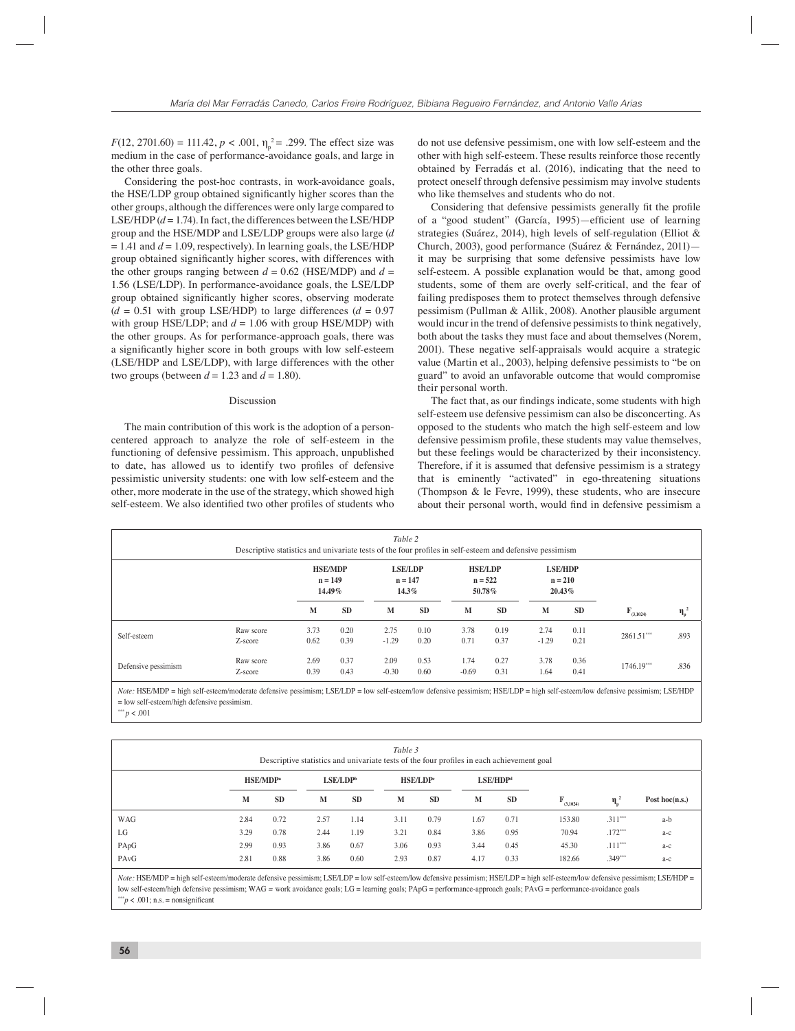$F(12, 2701.60) = 111.42$, $p < .001$, $\eta_p^2 = .299$. The effect size was medium in the case of performance-avoidance goals, and large in the other three goals.

Considering the post-hoc contrasts, in work-avoidance goals, the HSE/LDP group obtained significantly higher scores than the other groups, although the differences were only large compared to LSE/HDP ($d = 1.74$). In fact, the differences between the LSE/HDP group and the HSE/MDP and LSE/LDP groups were also large ($d = 1.41$ and $d = 1.09$, respectively). In learning goals, the LSE/HDP group obtained significantly higher scores, with differences with the other groups ranging between $d = 0.62$ (HSE/MDP) and $d = 1.56$ (LSE/LDP). In performance-avoidance goals, the LSE/LDP group obtained significantly higher scores, observing moderate ($d = 0.51$ with group LSE/HDP) to large differences ($d = 0.97$ with group HSE/LDP; and $d = 1.06$ with group HSE/MDP) with the other groups. As for performance-approach goals, there was a significantly higher score in both groups with low self-esteem (LSE/HDP and LSE/LDP), with large differences with the other two groups (between $d = 1.23$ and $d = 1.80$).

## Discussion

The main contribution of this work is the adoption of a person-centered approach to analyze the role of self-esteem in the functioning of defensive pessimism. This approach, unpublished to date, has allowed us to identify two profiles of defensive pessimistic university students: one with low self-esteem and the other, more moderate in the use of the strategy, which showed high self-esteem. We also identified two other profiles of students who do not use defensive pessimism, one with low self-esteem and the other with high self-esteem. These results reinforce those recently obtained by Ferradás et al. (2016), indicating that the need to protect oneself through defensive pessimism may involve students who like themselves and students who do not.

Considering that defensive pessimists generally fit the profile of a "good student" (García, 1995)—efficient use of learning strategies (Suárez, 2014), high levels of self-regulation (Elliot & Church, 2003), good performance (Suárez & Fernández, 2011)—it may be surprising that some defensive pessimists have low self-esteem. A possible explanation would be that, among good students, some of them are overly self-critical, and the fear of failing predisposes them to protect themselves through defensive pessimism (Pullman & Allik, 2008). Another plausible argument would incur in the trend of defensive pessimists to think negatively, both about the tasks they must face and about themselves (Norem, 2001). These negative self-appraisals would acquire a strategic value (Martin et al., 2003), helping defensive pessimists to "be on guard" to avoid an unfavorable outcome that would compromise their personal worth.

The fact that, as our findings indicate, some students with high self-esteem use defensive pessimism can also be disconcerting. As opposed to the students who match the high self-esteem and low defensive pessimism profile, these students may value themselves, but these feelings would be characterized by their inconsistency. Therefore, if it is assumed that defensive pessimism is a strategy that is eminently "activated" in ego-threatening situations (Thompson & le Fevre, 1999), these students, who are insecure about their personal worth, would find in defensive pessimism a

*Table 2*
Descriptive statistics and univariate tests of the four profiles in self-esteem and defensive pessimism

| | | HSE/MDP n = 149 14.49% | | LSE/LDP n = 147 14.3% | | HSE/LDP n = 522 50.78% | | LSE/HDP n = 210 20.43% | | | |
|---|---|---|---|---|---|---|---|---|---|---|---|
| | | M | SD | M | SD | M | SD | M | SD | $F_{(3,1024)}$ | $\eta_p^2$ |
| Self-esteem | Raw score | 3.73 | 0.20 | 2.75 | 0.10 | 3.78 | 0.19 | 2.74 | 0.11 | 2861.51*** | .893 |
| | Z-score | 0.62 | 0.39 | -1.29 | 0.20 | 0.71 | 0.37 | -1.29 | 0.21 | | |
| Defensive pessimism | Raw score | 2.69 | 0.37 | 2.09 | 0.53 | 1.74 | 0.27 | 3.78 | 0.36 | 1746.19*** | .836 |
| | Z-score | 0.39 | 0.43 | -0.30 | 0.60 | -0.69 | 0.31 | 1.64 | 0.41 | | |

*Note:* HSE/MDP = high self-esteem/moderate defensive pessimism; LSE/LDP = low self-esteem/low defensive pessimism; HSE/LDP = high self-esteem/low defensive pessimism; LSE/HDP = low self-esteem/high defensive pessimism.
*** $p < .001$

*Table 3*
Descriptive statistics and univariate tests of the four profiles in each achievement goal

| | HSE/MDP[a] | | LSE/LDP[b] | | HSE/LDP[c] | | LSE/HDP[d] | | | | |
|---|---|---|---|---|---|---|---|---|---|---|---|
| | M | SD | M | SD | M | SD | M | SD | $F_{(3,1024)}$ | $\eta_p^2$ | Post hoc(n.s.) |
| WAG | 2.84 | 0.72 | 2.57 | 1.14 | 3.11 | 0.79 | 1.67 | 0.71 | 153.80 | .311*** | a-b |
| LG | 3.29 | 0.78 | 2.44 | 1.19 | 3.21 | 0.84 | 3.86 | 0.95 | 70.94 | .172*** | a-c |
| PApG | 2.99 | 0.93 | 3.86 | 0.67 | 3.06 | 0.93 | 3.44 | 0.45 | 45.30 | .111*** | a-c |
| PAvG | 2.81 | 0.88 | 3.86 | 0.60 | 2.93 | 0.87 | 4.17 | 0.33 | 182.66 | .349*** | a-c |

*Note:* HSE/MDP = high self-esteem/moderate defensive pessimism; LSE/LDP = low self-esteem/low defensive pessimism; HSE/LDP = high self-esteem/low defensive pessimism; LSE/HDP = low self-esteem/high defensive pessimism; WAG = work avoidance goals; LG = learning goals; PApG = performance-approach goals; PAvG = performance-avoidance goals
*** $p < .001$; n.s. = nonsignificant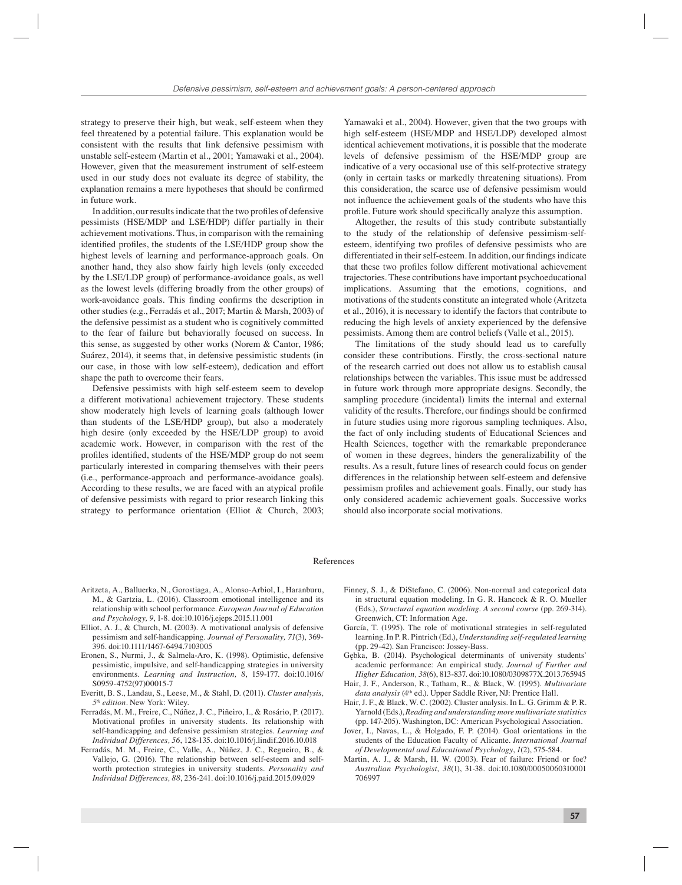strategy to preserve their high, but weak, self-esteem when they feel threatened by a potential failure. This explanation would be consistent with the results that link defensive pessimism with unstable self-esteem (Martin et al., 2001; Yamawaki et al., 2004). However, given that the measurement instrument of self-esteem used in our study does not evaluate its degree of stability, the explanation remains a mere hypotheses that should be confirmed in future work.

In addition, our results indicate that the two profiles of defensive pessimists (HSE/MDP and LSE/HDP) differ partially in their achievement motivations. Thus, in comparison with the remaining identified profiles, the students of the LSE/HDP group show the highest levels of learning and performance-approach goals. On another hand, they also show fairly high levels (only exceeded by the LSE/LDP group) of performance-avoidance goals, as well as the lowest levels (differing broadly from the other groups) of work-avoidance goals. This finding confirms the description in other studies (e.g., Ferradás et al., 2017; Martin & Marsh, 2003) of the defensive pessimist as a student who is cognitively committed to the fear of failure but behaviorally focused on success. In this sense, as suggested by other works (Norem & Cantor, 1986; Suárez, 2014), it seems that, in defensive pessimistic students (in our case, in those with low self-esteem), dedication and effort shape the path to overcome their fears.

Defensive pessimists with high self-esteem seem to develop a different motivational achievement trajectory. These students show moderately high levels of learning goals (although lower than students of the LSE/HDP group), but also a moderately high desire (only exceeded by the HSE/LDP group) to avoid academic work. However, in comparison with the rest of the profiles identified, students of the HSE/MDP group do not seem particularly interested in comparing themselves with their peers (i.e., performance-approach and performance-avoidance goals). According to these results, we are faced with an atypical profile of defensive pessimists with regard to prior research linking this strategy to performance orientation (Elliot & Church, 2003; Yamawaki et al., 2004). However, given that the two groups with high self-esteem (HSE/MDP and HSE/LDP) developed almost identical achievement motivations, it is possible that the moderate levels of defensive pessimism of the HSE/MDP group are indicative of a very occasional use of this self-protective strategy (only in certain tasks or markedly threatening situations). From this consideration, the scarce use of defensive pessimism would not influence the achievement goals of the students who have this profile. Future work should specifically analyze this assumption.

Altogether, the results of this study contribute substantially to the study of the relationship of defensive pessimism-self-esteem, identifying two profiles of defensive pessimists who are differentiated in their self-esteem. In addition, our findings indicate that these two profiles follow different motivational achievement trajectories. These contributions have important psychoeducational implications. Assuming that the emotions, cognitions, and motivations of the students constitute an integrated whole (Aritzeta et al., 2016), it is necessary to identify the factors that contribute to reducing the high levels of anxiety experienced by the defensive pessimists. Among them are control beliefs (Valle et al., 2015).

The limitations of the study should lead us to carefully consider these contributions. Firstly, the cross-sectional nature of the research carried out does not allow us to establish causal relationships between the variables. This issue must be addressed in future work through more appropriate designs. Secondly, the sampling procedure (incidental) limits the internal and external validity of the results. Therefore, our findings should be confirmed in future studies using more rigorous sampling techniques. Also, the fact of only including students of Educational Sciences and Health Sciences, together with the remarkable preponderance of women in these degrees, hinders the generalizability of the results. As a result, future lines of research could focus on gender differences in the relationship between self-esteem and defensive pessimism profiles and achievement goals. Finally, our study has only considered academic achievement goals. Successive works should also incorporate social motivations.

## References

Aritzeta, A., Balluerka, N., Gorostiaga, A., Alonso-Arbiol, I., Haranburu, M., & Gartzia, L. (2016). Classroom emotional intelligence and its relationship with school performance. *European Journal of Education and Psychology, 9*, 1-8. doi:10.1016/j.ejeps.2015.11.001

Elliot, A. J., & Church, M. (2003). A motivational analysis of defensive pessimism and self-handicapping. *Journal of Personality, 71*(3), 369-396. doi:10.1111/1467-6494.7103005

Eronen, S., Nurmi, J., & Salmela-Aro, K. (1998). Optimistic, defensive pessimistic, impulsive, and self-handicapping strategies in university environments. *Learning and Instruction, 8*, 159-177. doi:10.1016/S0959-4752(97)00015-7

Everitt, B. S., Landau, S., Leese, M., & Stahl, D. (2011). *Cluster analysis, 5th edition*. New York: Wiley.

Ferradás, M. M., Freire, C., Núñez, J. C., Piñeiro, I., & Rosário, P. (2017). Motivational profiles in university students. Its relationship with self-handicapping and defensive pessimism strategies. *Learning and Individual Differences, 56*, 128-135. doi:10.1016/j.lindif.2016.10.018

Ferradás, M. M., Freire, C., Valle, A., Núñez, J. C., Regueiro, B., & Vallejo, G. (2016). The relationship between self-esteem and self-worth protection strategies in university students. *Personality and Individual Differences, 88*, 236-241. doi:10.1016/j.paid.2015.09.029

Finney, S. J., & DiStefano, C. (2006). Non-normal and categorical data in structural equation modeling. In G. R. Hancock & R. O. Mueller (Eds.), *Structural equation modeling. A second course* (pp. 269-314). Greenwich, CT: Information Age.

García, T. (1995). The role of motivational strategies in self-regulated learning. In P. R. Pintrich (Ed.), *Understanding self-regulated learning* (pp. 29-42). San Francisco: Jossey-Bass.

Gębka, B. (2014). Psychological determinants of university students' academic performance: An empirical study. *Journal of Further and Higher Education, 38*(6), 813-837. doi:10.1080/0309877X.2013.765945

Hair, J. F., Anderson, R., Tatham, R., & Black, W. (1995). *Multivariate data analysis* (4th ed.). Upper Saddle River, NJ: Prentice Hall.

Hair, J. F., & Black, W. C. (2002). Cluster analysis. In L. G. Grimm & P. R. Yarnold (Eds.), *Reading and understanding more multivariate statistics* (pp. 147-205). Washington, DC: American Psychological Association.

Jover, I., Navas, L., & Holgado, F. P. (2014). Goal orientations in the students of the Education Faculty of Alicante. *International Journal of Developmental and Educational Psychology, 1*(2), 575-584.

Martin, A. J., & Marsh, H. W. (2003). Fear of failure: Friend or foe? *Australian Psychologist, 38*(1), 31-38. doi:10.1080/00050060310001706997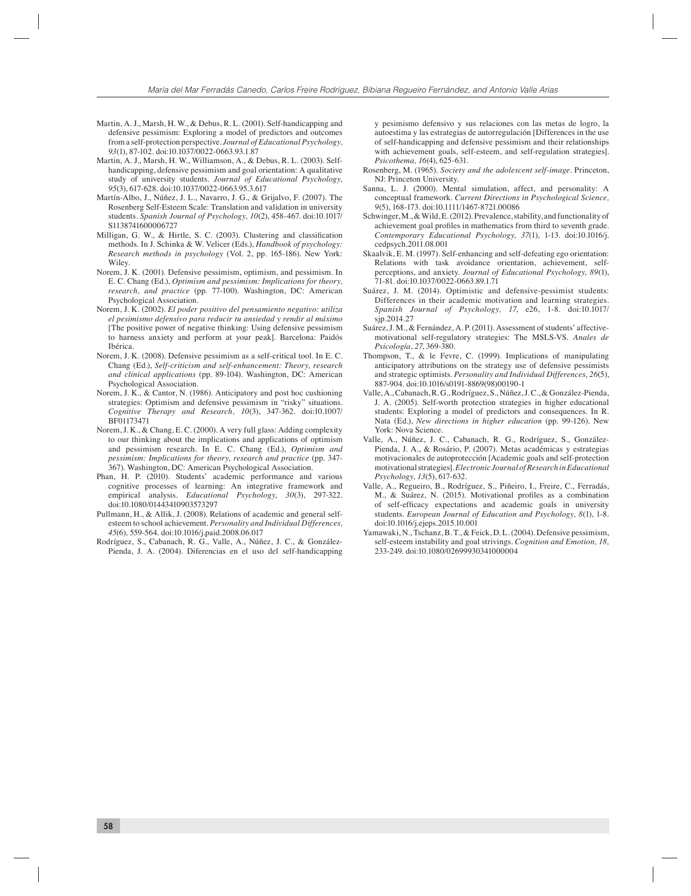Martin, A. J., Marsh, H. W., & Debus, R. L. (2001). Self-handicapping and defensive pessimism: Exploring a model of predictors and outcomes from a self-protection perspective. *Journal of Educational Psychology, 93*(1), 87-102. doi:10.1037/0022-0663.93.1.87

Martin, A. J., Marsh, H. W., Williamson, A., & Debus, R. L. (2003). Self-handicapping, defensive pessimism and goal orientation: A qualitative study of university students. *Journal of Educational Psychology, 95*(3), 617-628. doi:10.1037/0022-0663.95.3.617

Martín-Albo, J., Núñez, J. L., Navarro, J. G., & Grijalvo, F. (2007). The Rosenberg Self-Esteem Scale: Translation and validation in university students. *Spanish Journal of Psychology, 10*(2), 458-467. doi:10.1017/S1138741600006727

Milligan, G. W., & Hirtle, S. C. (2003). Clustering and classification methods. In J. Schinka & W. Velicer (Eds.), *Handbook of psychology: Research methods in psychology* (Vol. 2, pp. 165-186). New York: Wiley.

Norem, J. K. (2001). Defensive pessimism, optimism, and pessimism. In E. C. Chang (Ed.), *Optimism and pessimism: Implications for theory, research, and practice* (pp. 77-100). Washington, DC: American Psychological Association.

Norem, J. K. (2002). *El poder positivo del pensamiento negativo: utiliza el pesimismo defensivo para reducir tu ansiedad y rendir al máximo* [The positive power of negative thinking: Using defensive pessimism to harness anxiety and perform at your peak]. Barcelona: Paidós Ibérica.

Norem, J. K. (2008). Defensive pessimism as a self-critical tool. In E. C. Chang (Ed.), *Self-criticism and self-enhancement: Theory, research and clinical applications* (pp. 89-104). Washington, DC: American Psychological Association.

Norem, J. K., & Cantor, N. (1986). Anticipatory and post hoc cushioning strategies: Optimism and defensive pessimism in "risky" situations. *Cognitive Therapy and Research, 10*(3), 347-362. doi:10.1007/BF01173471

Norem, J. K., & Chang, E. C. (2000). A very full glass: Adding complexity to our thinking about the implications and applications of optimism and pessimism research. In E. C. Chang (Ed.), *Optimism and pessimism: Implications for theory, research and practice* (pp. 347-367). Washington, DC: American Psychological Association.

Phan, H. P. (2010). Students' academic performance and various cognitive processes of learning: An integrative framework and empirical analysis. *Educational Psychology*, *30*(3), 297-322. doi:10.1080/01443410903573297

Pullmann, H., & Allik, J. (2008). Relations of academic and general self-esteem to school achievement. *Personality and Individual Differences, 45*(6), 559-564. doi:10.1016/j.paid.2008.06.017

Rodríguez, S., Cabanach, R. G., Valle, A., Núñez, J. C., & González-Pienda, J. A. (2004). Diferencias en el uso del self-handicapping y pesimismo defensivo y sus relaciones con las metas de logro, la autoestima y las estrategias de autorregulación [Differences in the use of self-handicapping and defensive pessimism and their relationships with achievement goals, self-esteem, and self-regulation strategies]. *Psicothema, 16*(4), 625-631.

Rosenberg, M. (1965). *Society and the adolescent self-image*. Princeton, NJ: Princeton University.

Sanna, L. J. (2000). Mental simulation, affect, and personality: A conceptual framework. *Current Directions in Psychological Science, 9*(5), 168-173. doi:10.1111/1467-8721.00086

Schwinger, M., & Wild, E. (2012). Prevalence, stability, and functionality of achievement goal profiles in mathematics from third to seventh grade. *Contemporary Educational Psychology, 37*(1), 1-13. doi:10.1016/j.cedpsych.2011.08.001

Skaalvik, E. M. (1997). Self-enhancing and self-defeating ego orientation: Relations with task avoidance orientation, achievement, self-perceptions, and anxiety. *Journal of Educational Psychology, 89*(1), 71-81. doi:10.1037/0022-0663.89.1.71

Suárez, J. M. (2014). Optimistic and defensive-pessimist students: Differences in their academic motivation and learning strategies. *Spanish Journal of Psychology, 17*, e26, 1-8. doi:10.1017/sjp.2014.27

Suárez, J. M., & Fernández, A. P. (2011). Assessment of students' affective-motivational self-regulatory strategies: The MSLS-VS. *Anales de Psicología*, *27*, 369-380.

Thompson, T., & le Fevre, C. (1999). Implications of manipulating anticipatory attributions on the strategy use of defensive pessimists and strategic optimists. *Personality and Individual Differences, 26*(5), 887-904. doi:10.1016/s0191-8869(98)00190-1

Valle, A., Cabanach, R. G., Rodríguez, S., Núñez, J. C., & González-Pienda, J. A. (2005). Self-worth protection strategies in higher educational students: Exploring a model of predictors and consequences. In R. Nata (Ed.), *New directions in higher education* (pp. 99-126). New York: Nova Science.

Valle, A., Núñez, J. C., Cabanach, R. G., Rodríguez, S., González-Pienda, J. A., & Rosário, P. (2007). Metas académicas y estrategias motivacionales de autoprotección [Academic goals and self-protection motivational strategies]. *Electronic Journal of Research in Educational Psychology, 13*(5), 617-632.

Valle, A., Regueiro, B., Rodríguez, S., Piñeiro, I., Freire, C., Ferradás, M., & Suárez, N. (2015). Motivational profiles as a combination of self-efficacy expectations and academic goals in university students. *European Journal of Education and Psychology, 8*(1), 1-8. doi:10.1016/j.ejeps.2015.10.001

Yamawaki, N., Tschanz, B. T., & Feick, D. L. (2004). Defensive pessimism, self-esteem instability and goal strivings. *Cognition and Emotion, 18,* 233-249. doi:10.1080/02699930341000004